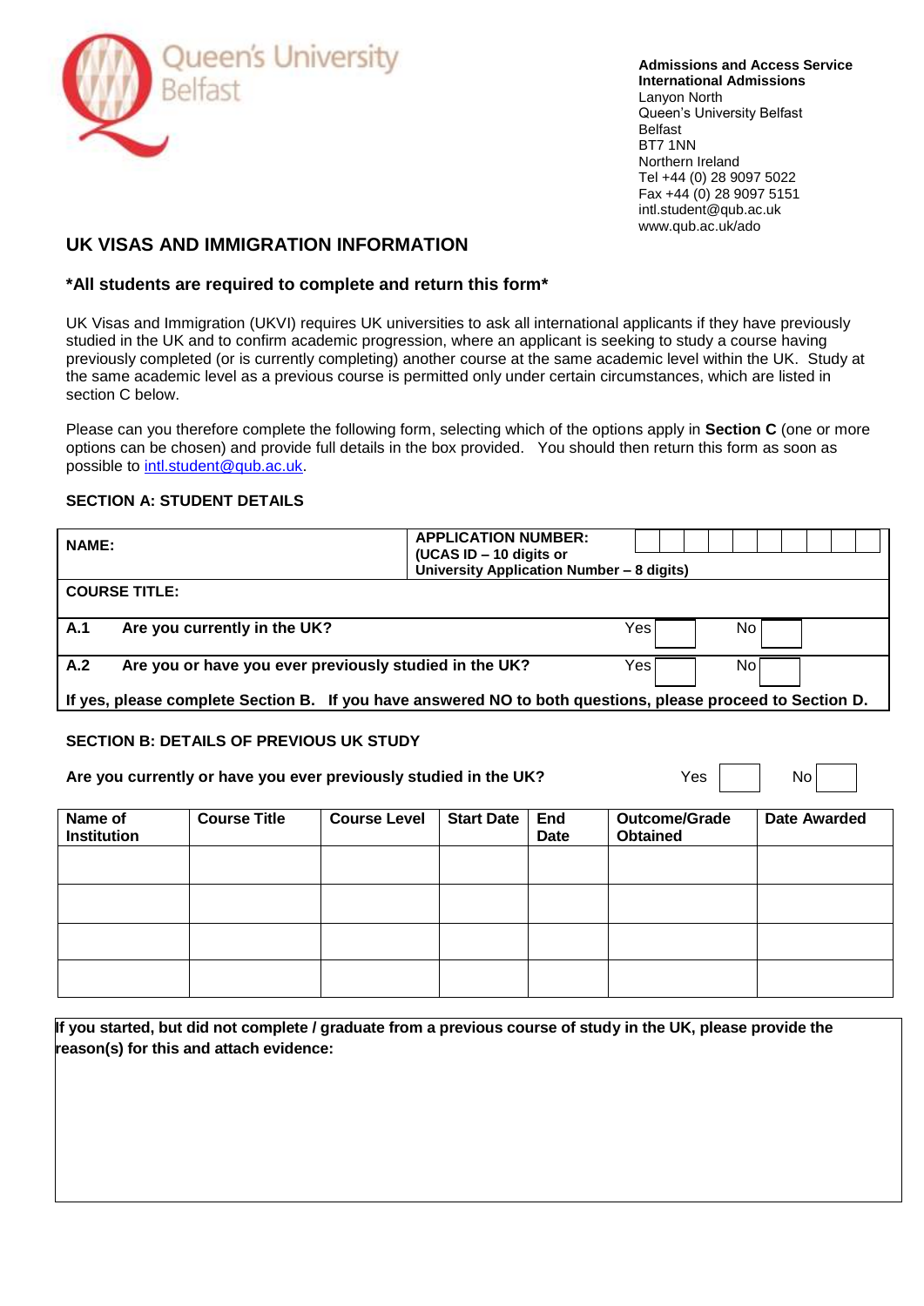Queen's University Belfast

**Admissions and Access Service**
**International Admissions**
Lanyon North
Queen's University Belfast
Belfast
BT7 1NN
Northern Ireland
Tel +44 (0) 28 9097 5022
Fax +44 (0) 28 9097 5151
intl.student@qub.ac.uk
www.qub.ac.uk/ado

## UK VISAS AND IMMIGRATION INFORMATION

### *All students are required to complete and return this form*

UK Visas and Immigration (UKVI) requires UK universities to ask all international applicants if they have previously studied in the UK and to confirm academic progression, where an applicant is seeking to study a course having previously completed (or is currently completing) another course at the same academic level within the UK. Study at the same academic level as a previous course is permitted only under certain circumstances, which are listed in section C below.

Please can you therefore complete the following form, selecting which of the options apply in **Section C** (one or more options can be chosen) and provide full details in the box provided. You should then return this form as soon as possible to intl.student@qub.ac.uk.

### SECTION A: STUDENT DETAILS

| **NAME:** | **APPLICATION NUMBER: (UCAS ID – 10 digits or University Application Number – 8 digits)** | | |
|---|---|---|---|
| **COURSE TITLE:** | | | |
| **A.1 Are you currently in the UK?** | | Yes ☐ | No ☐ |
| **A.2 Are you or have you ever previously studied in the UK?** | | Yes ☐ | No ☐ |

**If yes, please complete Section B. If you have answered NO to both questions, please proceed to Section D.**

### SECTION B: DETAILS OF PREVIOUS UK STUDY

**Are you currently or have you ever previously studied in the UK?** Yes ☐ No ☐

| Name of Institution | Course Title | Course Level | Start Date | End Date | Outcome/Grade Obtained | Date Awarded |
|---|---|---|---|---|---|---|
| | | | | | | |
| | | | | | | |
| | | | | | | |
| | | | | | | |

**If you started, but did not complete / graduate from a previous course of study in the UK, please provide the reason(s) for this and attach evidence:**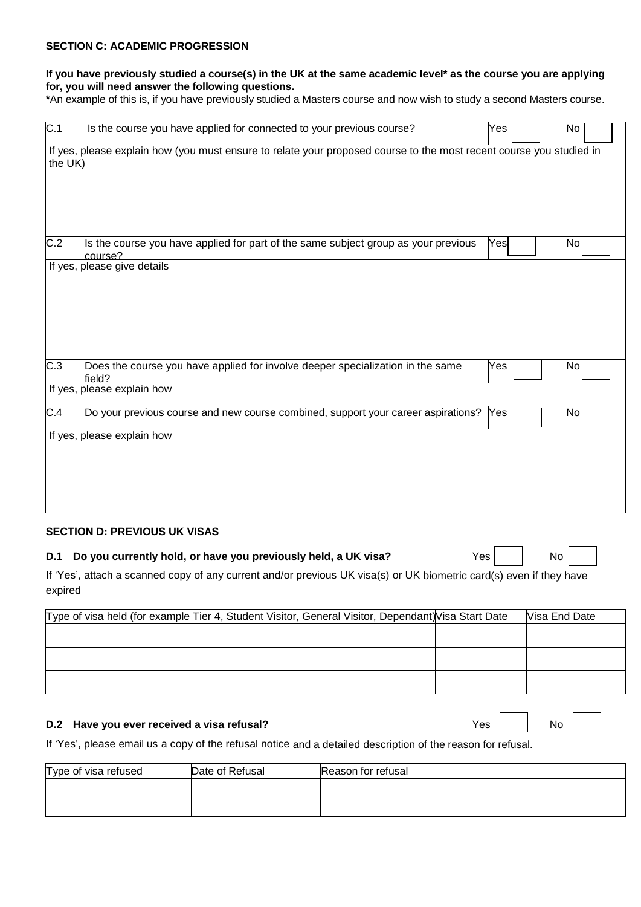## SECTION C: ACADEMIC PROGRESSION

**If you have previously studied a course(s) in the UK at the same academic level* as the course you are applying for, you will need answer the following questions.**

***** An example of this is, if you have previously studied a Masters course and now wish to study a second Masters course.

| C.1 Is the course you have applied for connected to your previous course? | Yes ☐ No ☐ |
|---|---|
| If yes, please explain how (you must ensure to relate your proposed course to the most recent course you studied in the UK) | |
| C.2 Is the course you have applied for part of the same subject group as your previous course? | Yes ☐ No ☐ |
| If yes, please give details | |
| C.3 Does the course you have applied for involve deeper specialization in the same field? | Yes ☐ No ☐ |
| If yes, please explain how | |
| C.4 Do your previous course and new course combined, support your career aspirations? | Yes ☐ No ☐ |
| If yes, please explain how | |

## SECTION D: PREVIOUS UK VISAS

**D.1 Do you currently hold, or have you previously held, a UK visa?** Yes ☐ No ☐

If 'Yes', attach a scanned copy of any current and/or previous UK visa(s) or UK biometric card(s) even if they have expired

| Type of visa held (for example Tier 4, Student Visitor, General Visitor, Dependant) | Visa Start Date | Visa End Date |
|---|---|---|
| | | |
| | | |
| | | |

**D.2 Have you ever received a visa refusal?** Yes ☐ No ☐

If 'Yes', please email us a copy of the refusal notice and a detailed description of the reason for refusal.

| Type of visa refused | Date of Refusal | Reason for refusal |
|---|---|---|
| | | |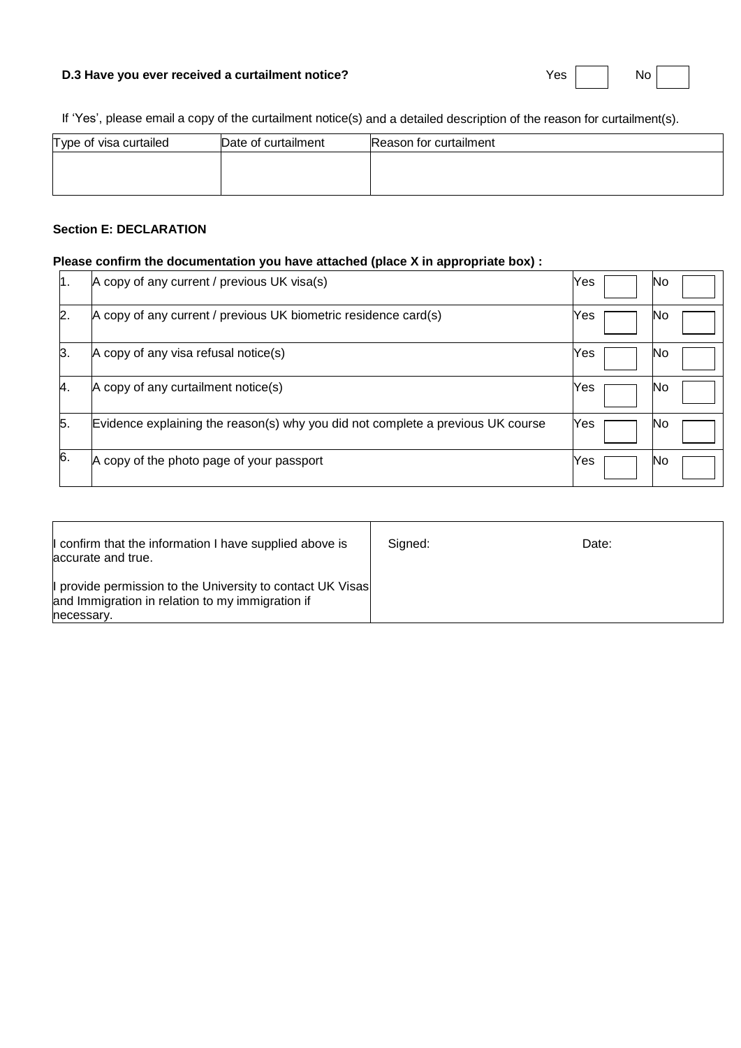**D.3 Have you ever received a curtailment notice?** Yes ☐ No ☐

If 'Yes', please email a copy of the curtailment notice(s) and a detailed description of the reason for curtailment(s).

| Type of visa curtailed | Date of curtailment | Reason for curtailment |
|---|---|---|
| | | |

**Section E: DECLARATION**

**Please confirm the documentation you have attached (place X in appropriate box) :**

| | | | |
|---|---|---|---|
| 1. | A copy of any current / previous UK visa(s) | Yes ☐ | No ☐ |
| 2. | A copy of any current / previous UK biometric residence card(s) | Yes ☐ | No ☐ |
| 3. | A copy of any visa refusal notice(s) | Yes ☐ | No ☐ |
| 4. | A copy of any curtailment notice(s) | Yes ☐ | No ☐ |
| 5. | Evidence explaining the reason(s) why you did not complete a previous UK course | Yes ☐ | No ☐ |
| 6. | A copy of the photo page of your passport | Yes ☐ | No ☐ |

| | | |
|---|---|---|
| I confirm that the information I have supplied above is accurate and true.<br><br>I provide permission to the University to contact UK Visas and Immigration in relation to my immigration if necessary. | Signed: | Date: |